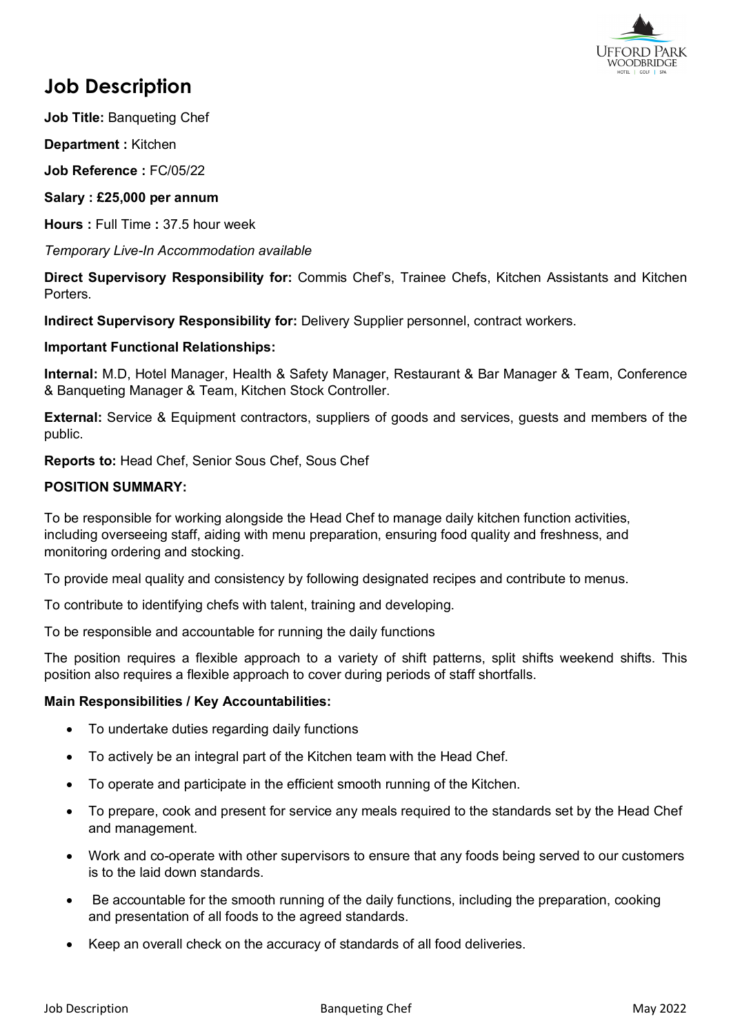# Job Description

**Job Title:** Banqueting Chef

**Department :** Kitchen

**Job Reference :** FC/05/22

**Salary : £25,000 per annum**

**Hours :** Full Time **:** 37.5 hour week

*Temporary Live-In Accommodation available*

**Direct Supervisory Responsibility for:** Commis Chef's, Trainee Chefs, Kitchen Assistants and Kitchen Porters.

**Indirect Supervisory Responsibility for:** Delivery Supplier personnel, contract workers.

**Important Functional Relationships:**

**Internal:** M.D, Hotel Manager, Health & Safety Manager, Restaurant & Bar Manager & Team, Conference & Banqueting Manager & Team, Kitchen Stock Controller.

**External:** Service & Equipment contractors, suppliers of goods and services, guests and members of the public.

**Reports to:** Head Chef, Senior Sous Chef, Sous Chef

**POSITION SUMMARY:**

To be responsible for working alongside the Head Chef to manage daily kitchen function activities, including overseeing staff, aiding with menu preparation, ensuring food quality and freshness, and monitoring ordering and stocking.

To provide meal quality and consistency by following designated recipes and contribute to menus.

To contribute to identifying chefs with talent, training and developing.

To be responsible and accountable for running the daily functions

The position requires a flexible approach to a variety of shift patterns, split shifts weekend shifts. This position also requires a flexible approach to cover during periods of staff shortfalls.

**Main Responsibilities / Key Accountabilities:**

- To undertake duties regarding daily functions
- To actively be an integral part of the Kitchen team with the Head Chef.
- To operate and participate in the efficient smooth running of the Kitchen.
- To prepare, cook and present for service any meals required to the standards set by the Head Chef and management.
- Work and co-operate with other supervisors to ensure that any foods being served to our customers is to the laid down standards.
- Be accountable for the smooth running of the daily functions, including the preparation, cooking and presentation of all foods to the agreed standards.
- Keep an overall check on the accuracy of standards of all food deliveries.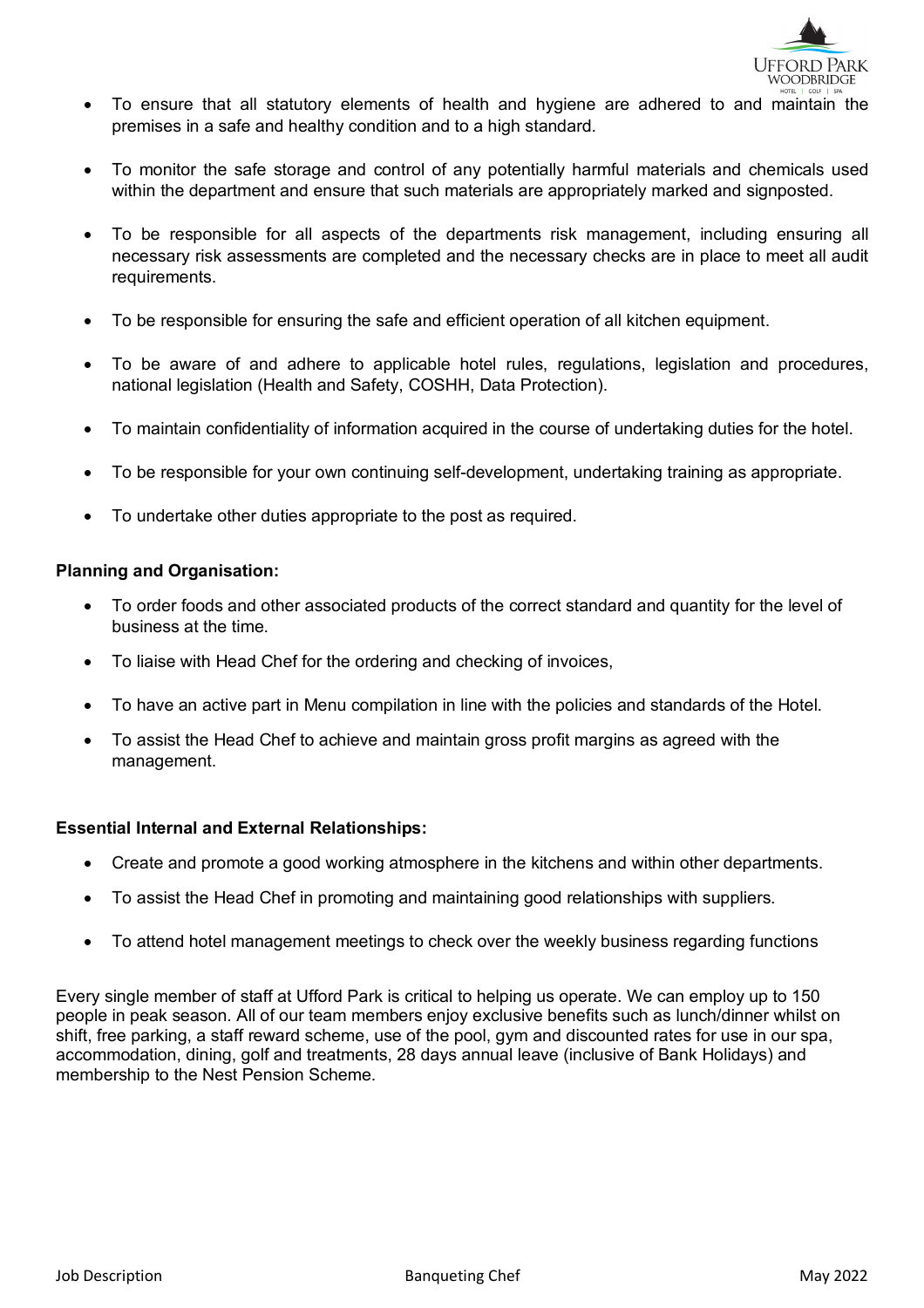- To ensure that all statutory elements of health and hygiene are adhered to and maintain the premises in a safe and healthy condition and to a high standard.
- To monitor the safe storage and control of any potentially harmful materials and chemicals used within the department and ensure that such materials are appropriately marked and signposted.
- To be responsible for all aspects of the departments risk management, including ensuring all necessary risk assessments are completed and the necessary checks are in place to meet all audit requirements.
- To be responsible for ensuring the safe and efficient operation of all kitchen equipment.
- To be aware of and adhere to applicable hotel rules, regulations, legislation and procedures, national legislation (Health and Safety, COSHH, Data Protection).
- To maintain confidentiality of information acquired in the course of undertaking duties for the hotel.
- To be responsible for your own continuing self-development, undertaking training as appropriate.
- To undertake other duties appropriate to the post as required.

**Planning and Organisation:**

- To order foods and other associated products of the correct standard and quantity for the level of business at the time.
- To liaise with Head Chef for the ordering and checking of invoices,
- To have an active part in Menu compilation in line with the policies and standards of the Hotel.
- To assist the Head Chef to achieve and maintain gross profit margins as agreed with the management.

**Essential Internal and External Relationships:**

- Create and promote a good working atmosphere in the kitchens and within other departments.
- To assist the Head Chef in promoting and maintaining good relationships with suppliers.
- To attend hotel management meetings to check over the weekly business regarding functions

Every single member of staff at Ufford Park is critical to helping us operate. We can employ up to 150 people in peak season. All of our team members enjoy exclusive benefits such as lunch/dinner whilst on shift, free parking, a staff reward scheme, use of the pool, gym and discounted rates for use in our spa, accommodation, dining, golf and treatments, 28 days annual leave (inclusive of Bank Holidays) and membership to the Nest Pension Scheme.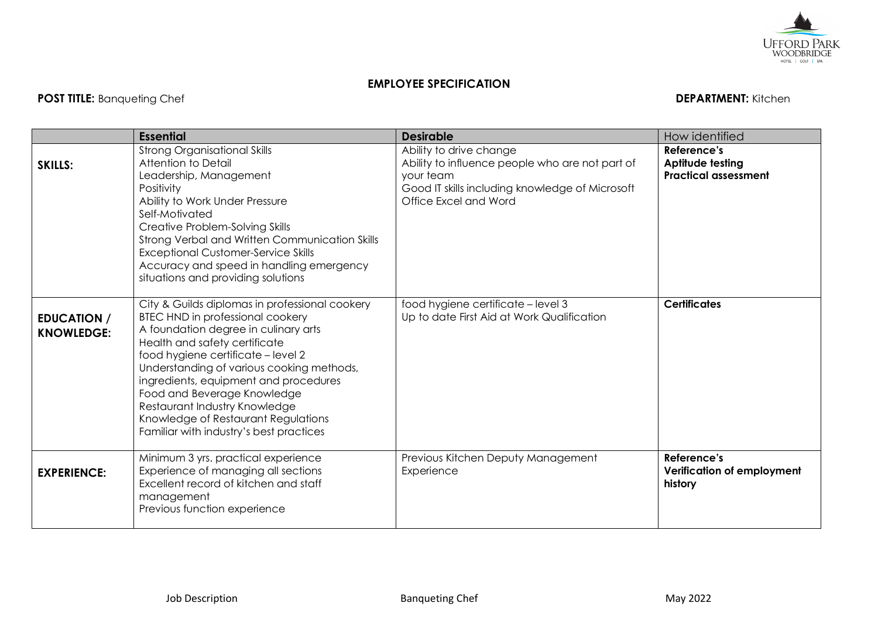## EMPLOYEE SPECIFICATION

**POST TITLE:** Banqueting Chef

**DEPARTMENT:** Kitchen

| | Essential | Desirable | How identified |
|---|---|---|---|
| **SKILLS:** | Strong Organisational Skills<br>Attention to Detail<br>Leadership, Management<br>Positivity<br>Ability to Work Under Pressure<br>Self-Motivated<br>Creative Problem-Solving Skills<br>Strong Verbal and Written Communication Skills<br>Exceptional Customer-Service Skills<br>Accuracy and speed in handling emergency situations and providing solutions | Ability to drive change<br>Ability to influence people who are not part of your team<br>Good IT skills including knowledge of Microsoft Office Excel and Word | **Reference's**<br>**Aptitude testing**<br>**Practical assessment** |
| **EDUCATION / KNOWLEDGE:** | City & Guilds diplomas in professional cookery<br>BTEC HND in professional cookery<br>A foundation degree in culinary arts<br>Health and safety certificate<br>food hygiene certificate – level 2<br>Understanding of various cooking methods, ingredients, equipment and procedures<br>Food and Beverage Knowledge<br>Restaurant Industry Knowledge<br>Knowledge of Restaurant Regulations<br>Familiar with industry's best practices | food hygiene certificate – level 3<br>Up to date First Aid at Work Qualification | **Certificates** |
| **EXPERIENCE:** | Minimum 3 yrs. practical experience<br>Experience of managing all sections<br>Excellent record of kitchen and staff management<br>Previous function experience | Previous Kitchen Deputy Management Experience | **Reference's**<br>**Verification of employment history** |